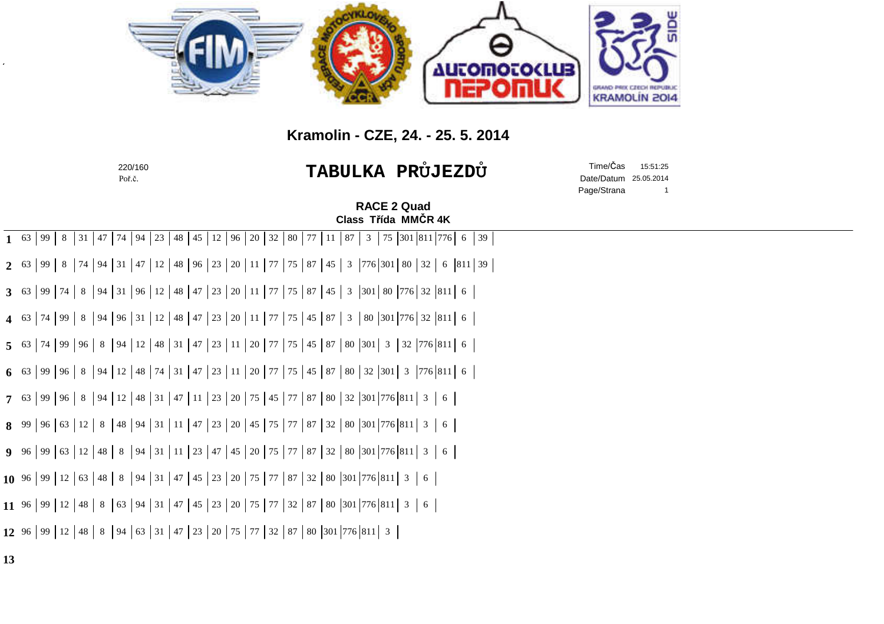## Kramolin - CZE, 24. - 25. 5. 2014

220/160
Poř.č.

# TABULKA PRŮJEZDŮ

Time/Čas 15:51:25
Date/Datum 25.05.2014
Page/Strana 1

### RACE 2 Quad
### Class Třída MMČR 4K

| Lap | | | | | | | | | | | | | | | | | | | | | | | | | |
|---|---|---|---|---|---|---|---|---|---|---|---|---|---|---|---|---|---|---|---|---|---|---|---|---|---|
| **1** | 63 | 99 | 8 | 31 | 47 | 74 | 94 | 23 | 48 | 45 | 12 | 96 | 20 | 32 | 80 | 77 | 11 | 87 | 3 | 75 | 301 | 811 | 776 | 6 | 39 |
| **2** | 63 | 99 | 8 | 74 | 94 | 31 | 47 | 12 | 48 | 96 | 23 | 20 | 11 | 77 | 75 | 87 | 45 | 3 | 776 | 301 | 80 | 32 | 6 | 811 | 39 |
| **3** | 63 | 99 | 74 | 8 | 94 | 31 | 96 | 12 | 48 | 47 | 23 | 20 | 11 | 77 | 75 | 87 | 45 | 3 | 301 | 80 | 776 | 32 | 811 | 6 | |
| **4** | 63 | 74 | 99 | 8 | 94 | 96 | 31 | 12 | 48 | 47 | 23 | 20 | 11 | 77 | 75 | 45 | 87 | 3 | 80 | 301 | 776 | 32 | 811 | 6 | |
| **5** | 63 | 74 | 99 | 96 | 8 | 94 | 12 | 48 | 31 | 47 | 23 | 11 | 20 | 77 | 75 | 45 | 87 | 80 | 301 | 3 | 32 | 776 | 811 | 6 | |
| **6** | 63 | 99 | 96 | 8 | 94 | 12 | 48 | 74 | 31 | 47 | 23 | 11 | 20 | 77 | 75 | 45 | 87 | 80 | 32 | 301 | 3 | 776 | 811 | 6 | |
| **7** | 63 | 99 | 96 | 8 | 94 | 12 | 48 | 31 | 47 | 11 | 23 | 20 | 75 | 45 | 77 | 87 | 80 | 32 | 301 | 776 | 811 | 3 | 6 | | |
| **8** | 99 | 96 | 63 | 12 | 8 | 48 | 94 | 31 | 11 | 47 | 23 | 20 | 45 | 75 | 77 | 87 | 32 | 80 | 301 | 776 | 811 | 3 | 6 | | |
| **9** | 96 | 99 | 63 | 12 | 48 | 8 | 94 | 31 | 11 | 23 | 47 | 45 | 20 | 75 | 77 | 87 | 32 | 80 | 301 | 776 | 811 | 3 | 6 | | |
| **10** | 96 | 99 | 12 | 63 | 48 | 8 | 94 | 31 | 47 | 45 | 23 | 20 | 75 | 77 | 87 | 32 | 80 | 301 | 776 | 811 | 3 | 6 | | | |
| **11** | 96 | 99 | 12 | 48 | 8 | 63 | 94 | 31 | 47 | 45 | 23 | 20 | 75 | 77 | 32 | 87 | 80 | 301 | 776 | 811 | 3 | 6 | | | |
| **12** | 96 | 99 | 12 | 48 | 8 | 94 | 63 | 31 | 47 | 23 | 20 | 75 | 77 | 32 | 87 | 80 | 301 | 776 | 811 | 3 | | | | | |
| **13** | | | | | | | | | | | | | | | | | | | | | | | | | |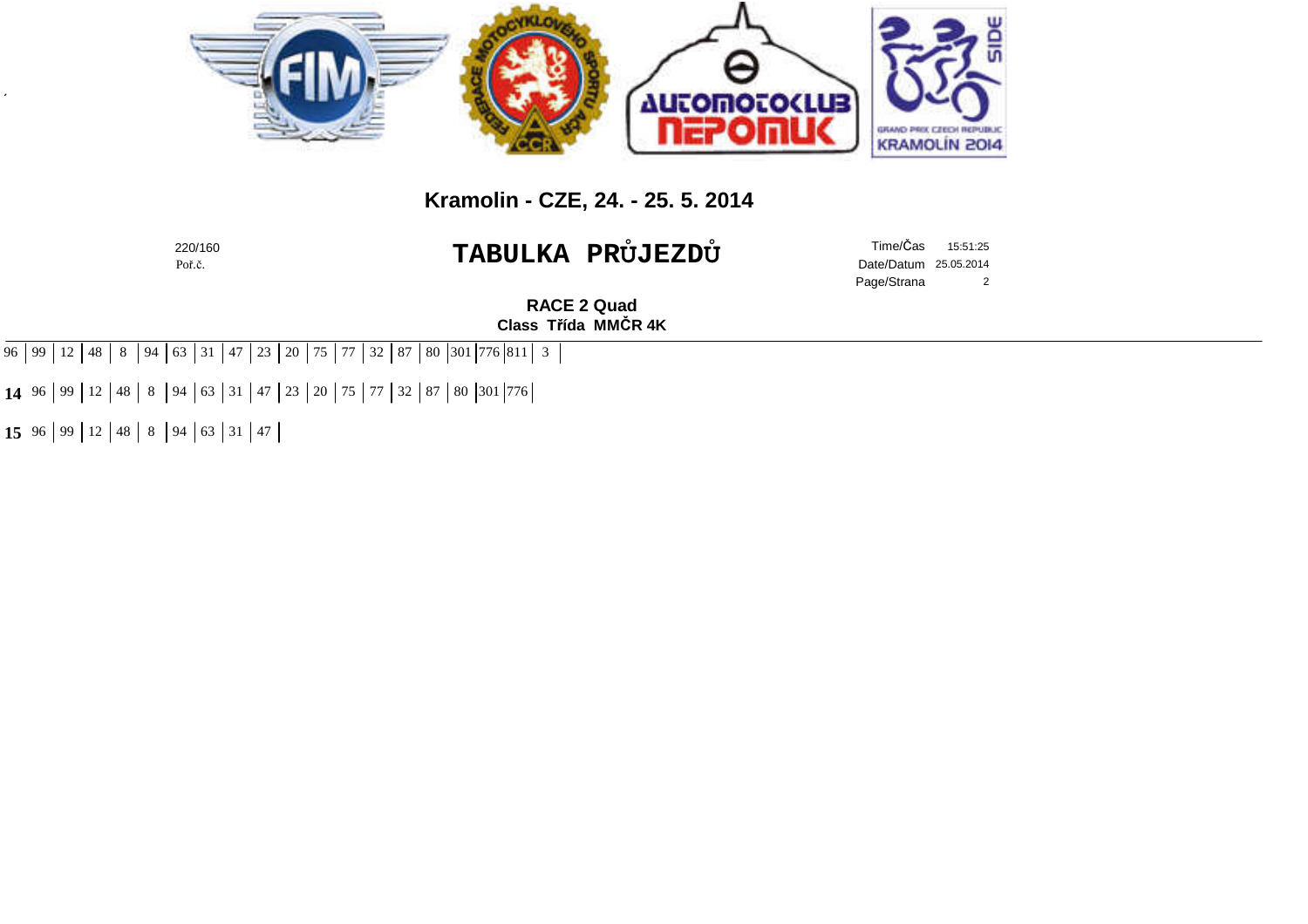## Kramolin - CZE, 24. - 25. 5. 2014

220/160
Poř.č.

# TABULKA PRŮJEZDŮ

Time/Čas 15:51:25
Date/Datum 25.05.2014
Page/Strana 2

**RACE 2 Quad**
**Class Třída MMČR 4K**

| | | | | | | | | | | | | | | | | | | | | |
|---|---|---|---|---|---|---|---|---|---|---|---|---|---|---|---|---|---|---|---|---|
| | 96 | 99 | 12 | 48 | 8 | 94 | 63 | 31 | 47 | 23 | 20 | 75 | 77 | 32 | 87 | 80 | 301 | 776 | 811 | 3 |
| **14** | 96 | 99 | 12 | 48 | 8 | 94 | 63 | 31 | 47 | 23 | 20 | 75 | 77 | 32 | 87 | 80 | 301 | 776 | | |
| **15** | 96 | 99 | 12 | 48 | 8 | 94 | 63 | 31 | 47 | | | | | | | | | | | |